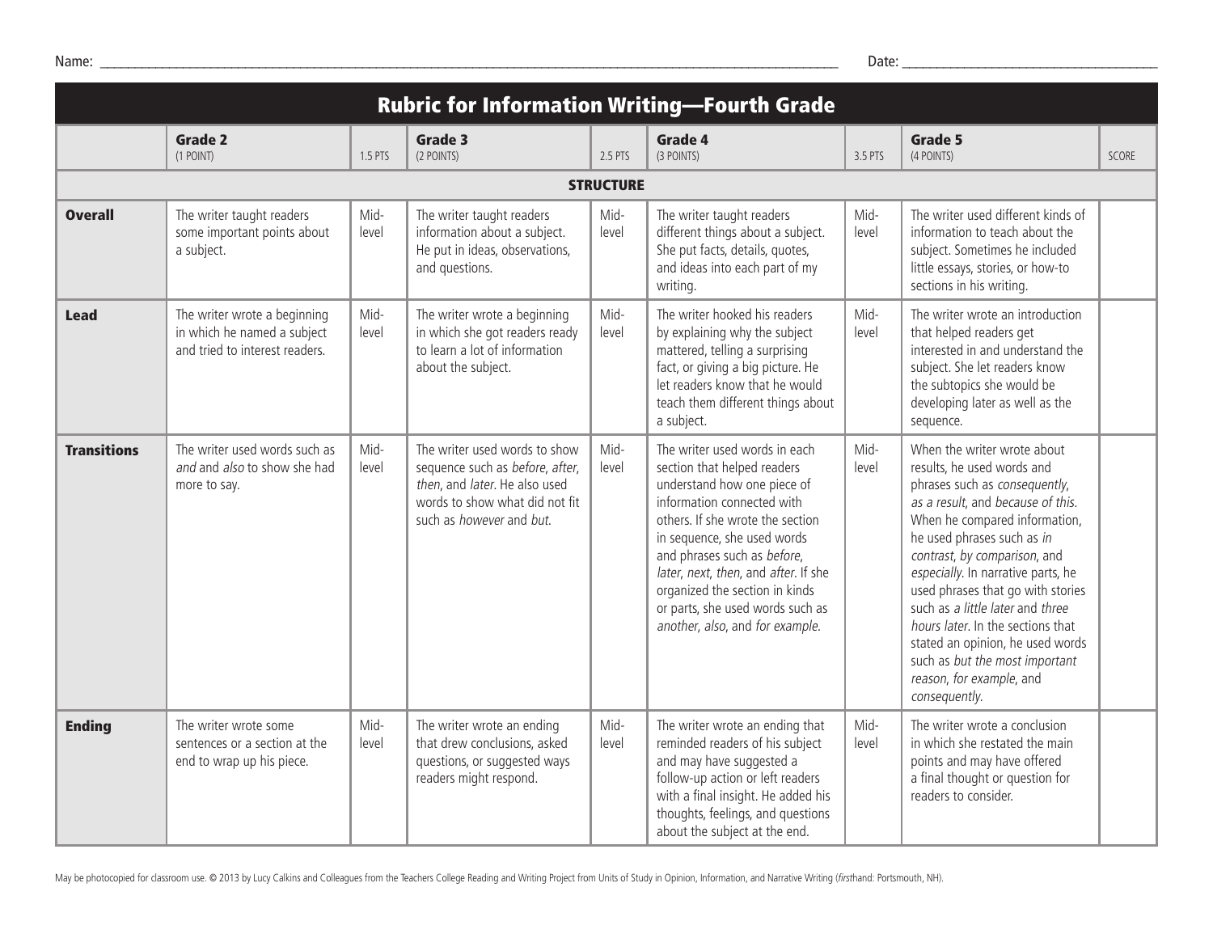Name: ______________________________ Date: ______________________________

# Rubric for Information Writing—Fourth Grade

| | Grade 2 (1 POINT) | 1.5 PTS | Grade 3 (2 POINTS) | 2.5 PTS | Grade 4 (3 POINTS) | 3.5 PTS | Grade 5 (4 POINTS) | SCORE |
|---|---|---|---|---|---|---|---|---|
| | | | | **STRUCTURE** | | | | |
| **Overall** | The writer taught readers some important points about a subject. | Mid-level | The writer taught readers information about a subject. He put in ideas, observations, and questions. | Mid-level | The writer taught readers different things about a subject. She put facts, details, quotes, and ideas into each part of my writing. | Mid-level | The writer used different kinds of information to teach about the subject. Sometimes he included little essays, stories, or how-to sections in his writing. | |
| **Lead** | The writer wrote a beginning in which he named a subject and tried to interest readers. | Mid-level | The writer wrote a beginning in which she got readers ready to learn a lot of information about the subject. | Mid-level | The writer hooked his readers by explaining why the subject mattered, telling a surprising fact, or giving a big picture. He let readers know that he would teach them different things about a subject. | Mid-level | The writer wrote an introduction that helped readers get interested in and understand the subject. She let readers know the subtopics she would be developing later as well as the sequence. | |
| **Transitions** | The writer used words such as *and* and *also* to show she had more to say. | Mid-level | The writer used words to show sequence such as *before*, *after*, *then*, and *later*. He also used words to show what did not fit such as *however* and *but*. | Mid-level | The writer used words in each section that helped readers understand how one piece of information connected with others. If she wrote the section in sequence, she used words and phrases such as *before*, *later*, *next*, *then*, and *after*. If she organized the section in kinds or parts, she used words such as *another*, *also*, and *for example*. | Mid-level | When the writer wrote about results, he used words and phrases such as *consequently*, *as a result*, and *because of this*. When he compared information, he used phrases such as *in contrast*, *by comparison*, and *especially*. In narrative parts, he used phrases that go with stories such as *a little later* and *three hours later*. In the sections that stated an opinion, he used words such as *but the most important reason*, *for example*, and *consequently*. | |
| **Ending** | The writer wrote some sentences or a section at the end to wrap up his piece. | Mid-level | The writer wrote an ending that drew conclusions, asked questions, or suggested ways readers might respond. | Mid-level | The writer wrote an ending that reminded readers of his subject and may have suggested a follow-up action or left readers with a final insight. He added his thoughts, feelings, and questions about the subject at the end. | Mid-level | The writer wrote a conclusion in which she restated the main points and may have offered a final thought or question for readers to consider. | |

May be photocopied for classroom use. © 2013 by Lucy Calkins and Colleagues from the Teachers College Reading and Writing Project from Units of Study in Opinion, Information, and Narrative Writing (*first*hand: Portsmouth, NH).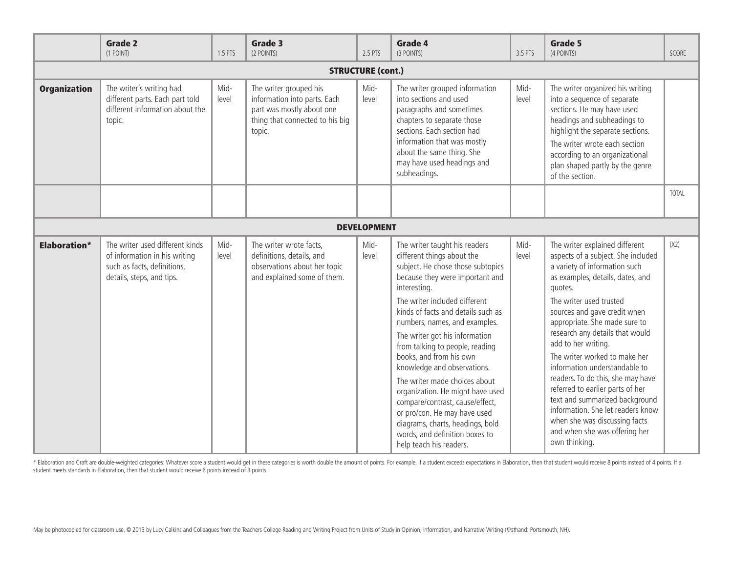| | Grade 2 (1 POINT) | 1.5 PTS | Grade 3 (2 POINTS) | 2.5 PTS | Grade 4 (3 POINTS) | 3.5 PTS | Grade 5 (4 POINTS) | SCORE |
|---|---|---|---|---|---|---|---|---|
| **STRUCTURE (cont.)** | | | | | | | | |
| **Organization** | The writer's writing had different parts. Each part told different information about the topic. | Mid-level | The writer grouped his information into parts. Each part was mostly about one thing that connected to his big topic. | Mid-level | The writer grouped information into sections and used paragraphs and sometimes chapters to separate those sections. Each section had information that was mostly about the same thing. She may have used headings and subheadings. | Mid-level | The writer organized his writing into a sequence of separate sections. He may have used headings and subheadings to highlight the separate sections. The writer wrote each section according to an organizational plan shaped partly by the genre of the section. | |
| | | | | | | | | TOTAL |
| **DEVELOPMENT** | | | | | | | | |
| **Elaboration*** | The writer used different kinds of information in his writing such as facts, definitions, details, steps, and tips. | Mid-level | The writer wrote facts, definitions, details, and observations about her topic and explained some of them. | Mid-level | The writer taught his readers different things about the subject. He chose those subtopics because they were important and interesting. The writer included different kinds of facts and details such as numbers, names, and examples. The writer got his information from talking to people, reading books, and from his own knowledge and observations. The writer made choices about organization. He might have used compare/contrast, cause/effect, or pro/con. He may have used diagrams, charts, headings, bold words, and definition boxes to help teach his readers. | Mid-level | The writer explained different aspects of a subject. She included a variety of information such as examples, details, dates, and quotes. The writer used trusted sources and gave credit when appropriate. She made sure to research any details that would add to her writing. The writer worked to make her information understandable to readers. To do this, she may have referred to earlier parts of her text and summarized background information. She let readers know when she was discussing facts and when she was offering her own thinking. | (X2) |

* Elaboration and Craft are double-weighted categories: Whatever score a student would get in these categories is worth double the amount of points. For example, if a student exceeds expectations in Elaboration, then that student would receive 8 points instead of 4 points. If a student meets standards in Elaboration, then that student would receive 6 points instead of 3 points.

May be photocopied for classroom use. © 2013 by Lucy Calkins and Colleagues from the Teachers College Reading and Writing Project from Units of Study in Opinion, Information, and Narrative Writing (*first*hand: Portsmouth, NH).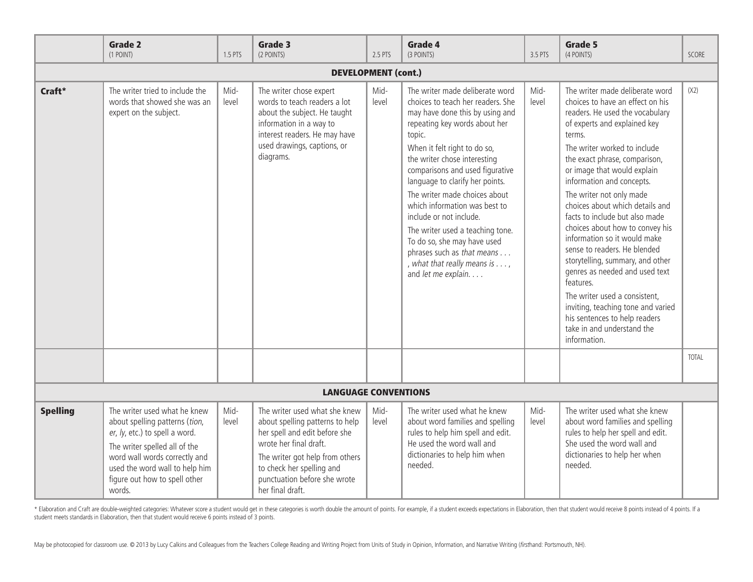| | **Grade 2** (1 POINT) | 1.5 PTS | **Grade 3** (2 POINTS) | 2.5 PTS | **Grade 4** (3 POINTS) | 3.5 PTS | **Grade 5** (4 POINTS) | SCORE |
|---|---|---|---|---|---|---|---|---|
| | | | | **DEVELOPMENT (cont.)** | | | | |
| **Craft*** | The writer tried to include the words that showed she was an expert on the subject. | Mid-level | The writer chose expert words to teach readers a lot about the subject. He taught information in a way to interest readers. He may have used drawings, captions, or diagrams. | Mid-level | The writer made deliberate word choices to teach her readers. She may have done this by using and repeating key words about her topic.<br>When it felt right to do so, the writer chose interesting comparisons and used figurative language to clarify her points.<br>The writer made choices about which information was best to include or not include.<br>The writer used a teaching tone. To do so, she may have used phrases such as *that means . . .* , *what that really means is . . .* , and *let me explain. . . .* | Mid-level | The writer made deliberate word choices to have an effect on his readers. He used the vocabulary of experts and explained key terms.<br>The writer worked to include the exact phrase, comparison, or image that would explain information and concepts.<br>The writer not only made choices about which details and facts to include but also made choices about how to convey his information so it would make sense to readers. He blended storytelling, summary, and other genres as needed and used text features.<br>The writer used a consistent, inviting, teaching tone and varied his sentences to help readers take in and understand the information. | (X2) |
| | | | | | | | | TOTAL |
| | | | | **LANGUAGE CONVENTIONS** | | | | |
| **Spelling** | The writer used what he knew about spelling patterns (*tion*, *er*, *ly*, etc.) to spell a word.<br>The writer spelled all of the word wall words correctly and used the word wall to help him figure out how to spell other words. | Mid-level | The writer used what she knew about spelling patterns to help her spell and edit before she wrote her final draft.<br>The writer got help from others to check her spelling and punctuation before she wrote her final draft. | Mid-level | The writer used what he knew about word families and spelling rules to help him spell and edit. He used the word wall and dictionaries to help him when needed. | Mid-level | The writer used what she knew about word families and spelling rules to help her spell and edit. She used the word wall and dictionaries to help her when needed. | |

* Elaboration and Craft are double-weighted categories: Whatever score a student would get in these categories is worth double the amount of points. For example, if a student exceeds expectations in Elaboration, then that student would receive 8 points instead of 4 points. If a student meets standards in Elaboration, then that student would receive 6 points instead of 3 points.

May be photocopied for classroom use. © 2013 by Lucy Calkins and Colleagues from the Teachers College Reading and Writing Project from Units of Study in Opinion, Information, and Narrative Writing (*first*hand: Portsmouth, NH).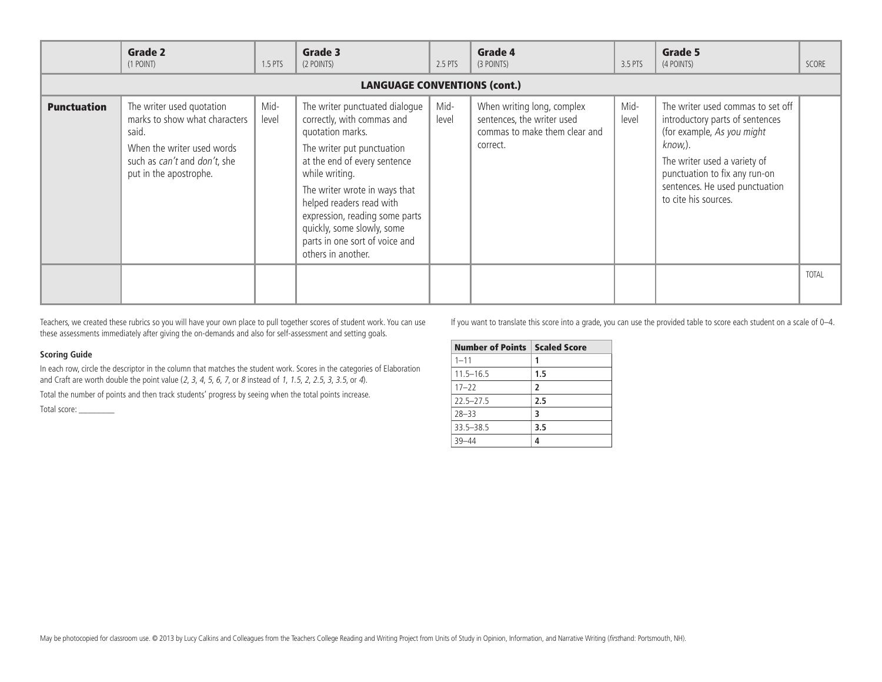| | Grade 2 (1 POINT) | 1.5 PTS | Grade 3 (2 POINTS) | 2.5 PTS | Grade 4 (3 POINTS) | 3.5 PTS | Grade 5 (4 POINTS) | SCORE |
|---|---|---|---|---|---|---|---|---|
| **LANGUAGE CONVENTIONS (cont.)** | | | | | | | | |
| **Punctuation** | The writer used quotation marks to show what characters said. When the writer used words such as *can't* and *don't*, she put in the apostrophe. | Mid-level | The writer punctuated dialogue correctly, with commas and quotation marks. The writer put punctuation at the end of every sentence while writing. The writer wrote in ways that helped readers read with expression, reading some parts quickly, some slowly, some parts in one sort of voice and others in another. | Mid-level | When writing long, complex sentences, the writer used commas to make them clear and correct. | Mid-level | The writer used commas to set off introductory parts of sentences (for example, *As you might know,*). The writer used a variety of punctuation to fix any run-on sentences. He used punctuation to cite his sources. | |
| | | | | | | | | TOTAL |

Teachers, we created these rubrics so you will have your own place to pull together scores of student work. You can use these assessments immediately after giving the on-demands and also for self-assessment and setting goals.

**Scoring Guide**

In each row, circle the descriptor in the column that matches the student work. Scores in the categories of Elaboration and Craft are worth double the point value (*2*, *3*, *4*, *5*, *6*, *7*, or *8* instead of *1*, *1.5*, *2*, *2.5*, *3*, *3.5*, or *4*).

Total the number of points and then track students' progress by seeing when the total points increase.

Total score: _________

If you want to translate this score into a grade, you can use the provided table to score each student on a scale of 0–4.

| Number of Points | Scaled Score |
|---|---|
| 1–11 | **1** |
| 11.5–16.5 | **1.5** |
| 17–22 | **2** |
| 22.5–27.5 | **2.5** |
| 28–33 | **3** |
| 33.5–38.5 | **3.5** |
| 39–44 | **4** |

May be photocopied for classroom use. © 2013 by Lucy Calkins and Colleagues from the Teachers College Reading and Writing Project from Units of Study in Opinion, Information, and Narrative Writing (*first*hand: Portsmouth, NH).